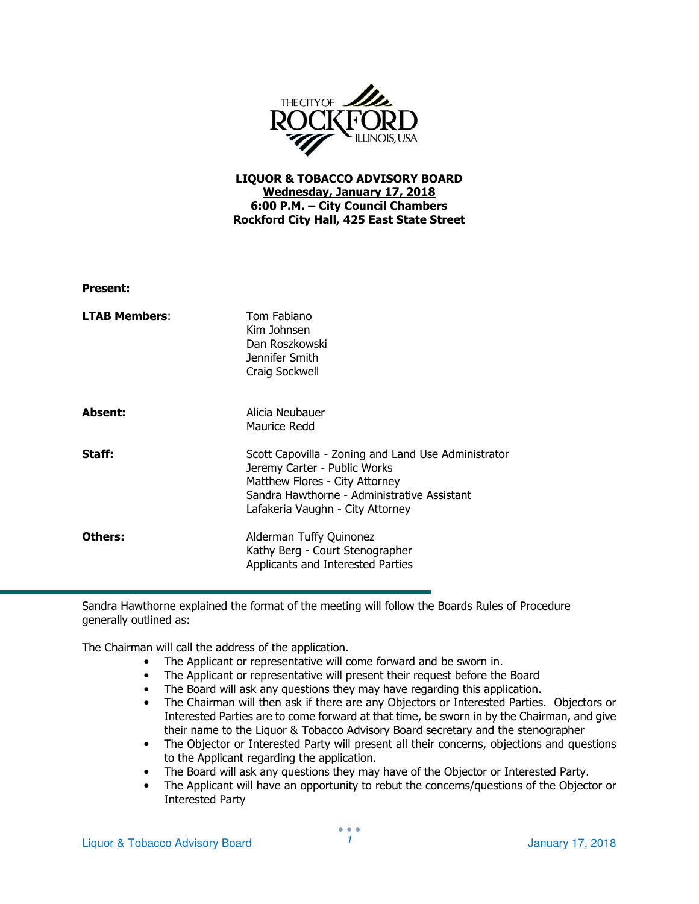THE CITY OF ROCKFORD ILLINOIS, USA

**LIQUOR & TOBACCO ADVISORY BOARD**
**Wednesday, January 17, 2018**
**6:00 P.M. – City Council Chambers**
**Rockford City Hall, 425 East State Street**

**Present:**

| | |
|---|---|
| **LTAB Members**: | Tom Fabiano<br>Kim Johnsen<br>Dan Roszkowski<br>Jennifer Smith<br>Craig Sockwell |
| **Absent:** | Alicia Neubauer<br>Maurice Redd |
| **Staff:** | Scott Capovilla - Zoning and Land Use Administrator<br>Jeremy Carter - Public Works<br>Matthew Flores - City Attorney<br>Sandra Hawthorne - Administrative Assistant<br>Lafakeria Vaughn - City Attorney |
| **Others:** | Alderman Tuffy Quinonez<br>Kathy Berg - Court Stenographer<br>Applicants and Interested Parties |

---

Sandra Hawthorne explained the format of the meeting will follow the Boards Rules of Procedure generally outlined as:

The Chairman will call the address of the application.

- The Applicant or representative will come forward and be sworn in.
- The Applicant or representative will present their request before the Board
- The Board will ask any questions they may have regarding this application.
- The Chairman will then ask if there are any Objectors or Interested Parties. Objectors or Interested Parties are to come forward at that time, be sworn in by the Chairman, and give their name to the Liquor & Tobacco Advisory Board secretary and the stenographer
- The Objector or Interested Party will present all their concerns, objections and questions to the Applicant regarding the application.
- The Board will ask any questions they may have of the Objector or Interested Party.
- The Applicant will have an opportunity to rebut the concerns/questions of the Objector or Interested Party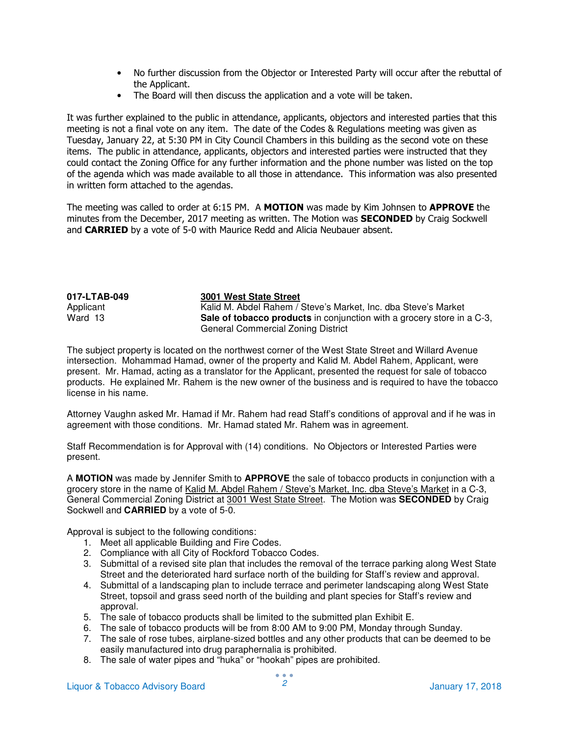- No further discussion from the Objector or Interested Party will occur after the rebuttal of the Applicant.
- The Board will then discuss the application and a vote will be taken.

It was further explained to the public in attendance, applicants, objectors and interested parties that this meeting is not a final vote on any item. The date of the Codes & Regulations meeting was given as Tuesday, January 22, at 5:30 PM in City Council Chambers in this building as the second vote on these items. The public in attendance, applicants, objectors and interested parties were instructed that they could contact the Zoning Office for any further information and the phone number was listed on the top of the agenda which was made available to all those in attendance. This information was also presented in written form attached to the agendas.

The meeting was called to order at 6:15 PM. A **MOTION** was made by Kim Johnsen to **APPROVE** the minutes from the December, 2017 meeting as written. The Motion was **SECONDED** by Craig Sockwell and **CARRIED** by a vote of 5-0 with Maurice Redd and Alicia Neubauer absent.

**017-LTAB-049** — <u>**3001 West State Street**</u>
Applicant — Kalid M. Abdel Rahem / Steve's Market, Inc. dba Steve's Market
Ward 13 — **Sale of tobacco products** in conjunction with a grocery store in a C-3, General Commercial Zoning District

The subject property is located on the northwest corner of the West State Street and Willard Avenue intersection. Mohammad Hamad, owner of the property and Kalid M. Abdel Rahem, Applicant, were present. Mr. Hamad, acting as a translator for the Applicant, presented the request for sale of tobacco products. He explained Mr. Rahem is the new owner of the business and is required to have the tobacco license in his name.

Attorney Vaughn asked Mr. Hamad if Mr. Rahem had read Staff's conditions of approval and if he was in agreement with those conditions. Mr. Hamad stated Mr. Rahem was in agreement.

Staff Recommendation is for Approval with (14) conditions. No Objectors or Interested Parties were present.

A **MOTION** was made by Jennifer Smith to **APPROVE** the sale of tobacco products in conjunction with a grocery store in the name of <u>Kalid M. Abdel Rahem / Steve's Market, Inc. dba Steve's Market</u> in a C-3, General Commercial Zoning District at <u>3001 West State Street</u>. The Motion was **SECONDED** by Craig Sockwell and **CARRIED** by a vote of 5-0.

Approval is subject to the following conditions:

1. Meet all applicable Building and Fire Codes.
2. Compliance with all City of Rockford Tobacco Codes.
3. Submittal of a revised site plan that includes the removal of the terrace parking along West State Street and the deteriorated hard surface north of the building for Staff's review and approval.
4. Submittal of a landscaping plan to include terrace and perimeter landscaping along West State Street, topsoil and grass seed north of the building and plant species for Staff's review and approval.
5. The sale of tobacco products shall be limited to the submitted plan Exhibit E.
6. The sale of tobacco products will be from 8:00 AM to 9:00 PM, Monday through Sunday.
7. The sale of rose tubes, airplane-sized bottles and any other products that can be deemed to be easily manufactured into drug paraphernalia is prohibited.
8. The sale of water pipes and "huka" or "hookah" pipes are prohibited.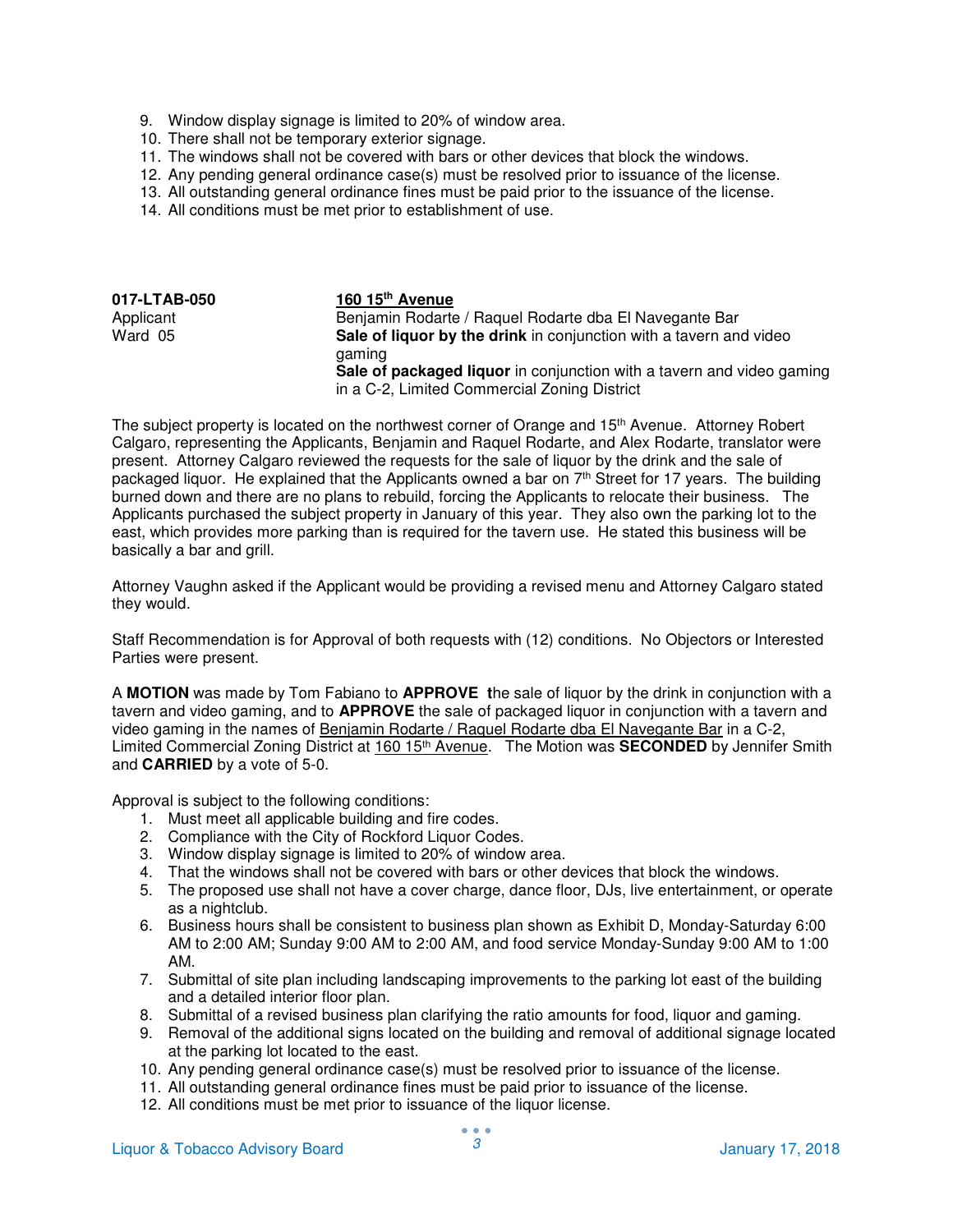9. Window display signage is limited to 20% of window area.
10. There shall not be temporary exterior signage.
11. The windows shall not be covered with bars or other devices that block the windows.
12. Any pending general ordinance case(s) must be resolved prior to issuance of the license.
13. All outstanding general ordinance fines must be paid prior to the issuance of the license.
14. All conditions must be met prior to establishment of use.

| | |
|---|---|
| **017-LTAB-050** | **<u>160 15th Avenue</u>** |
| Applicant | Benjamin Rodarte / Raquel Rodarte dba El Navegante Bar |
| Ward 05 | **Sale of liquor by the drink** in conjunction with a tavern and video gaming |
| | **Sale of packaged liquor** in conjunction with a tavern and video gaming in a C-2, Limited Commercial Zoning District |

The subject property is located on the northwest corner of Orange and 15th Avenue. Attorney Robert Calgaro, representing the Applicants, Benjamin and Raquel Rodarte, and Alex Rodarte, translator were present. Attorney Calgaro reviewed the requests for the sale of liquor by the drink and the sale of packaged liquor. He explained that the Applicants owned a bar on 7th Street for 17 years. The building burned down and there are no plans to rebuild, forcing the Applicants to relocate their business. The Applicants purchased the subject property in January of this year. They also own the parking lot to the east, which provides more parking than is required for the tavern use. He stated this business will be basically a bar and grill.

Attorney Vaughn asked if the Applicant would be providing a revised menu and Attorney Calgaro stated they would.

Staff Recommendation is for Approval of both requests with (12) conditions. No Objectors or Interested Parties were present.

A **MOTION** was made by Tom Fabiano to **APPROVE** the sale of liquor by the drink in conjunction with a tavern and video gaming, and to **APPROVE** the sale of packaged liquor in conjunction with a tavern and video gaming in the names of <u>Benjamin Rodarte / Raquel Rodarte dba El Navegante Bar</u> in a C-2, Limited Commercial Zoning District at <u>160 15th Avenue</u>. The Motion was **SECONDED** by Jennifer Smith and **CARRIED** by a vote of 5-0.

Approval is subject to the following conditions:

1. Must meet all applicable building and fire codes.
2. Compliance with the City of Rockford Liquor Codes.
3. Window display signage is limited to 20% of window area.
4. That the windows shall not be covered with bars or other devices that block the windows.
5. The proposed use shall not have a cover charge, dance floor, DJs, live entertainment, or operate as a nightclub.
6. Business hours shall be consistent to business plan shown as Exhibit D, Monday-Saturday 6:00 AM to 2:00 AM; Sunday 9:00 AM to 2:00 AM, and food service Monday-Sunday 9:00 AM to 1:00 AM.
7. Submittal of site plan including landscaping improvements to the parking lot east of the building and a detailed interior floor plan.
8. Submittal of a revised business plan clarifying the ratio amounts for food, liquor and gaming.
9. Removal of the additional signs located on the building and removal of additional signage located at the parking lot located to the east.
10. Any pending general ordinance case(s) must be resolved prior to issuance of the license.
11. All outstanding general ordinance fines must be paid prior to issuance of the license.
12. All conditions must be met prior to issuance of the liquor license.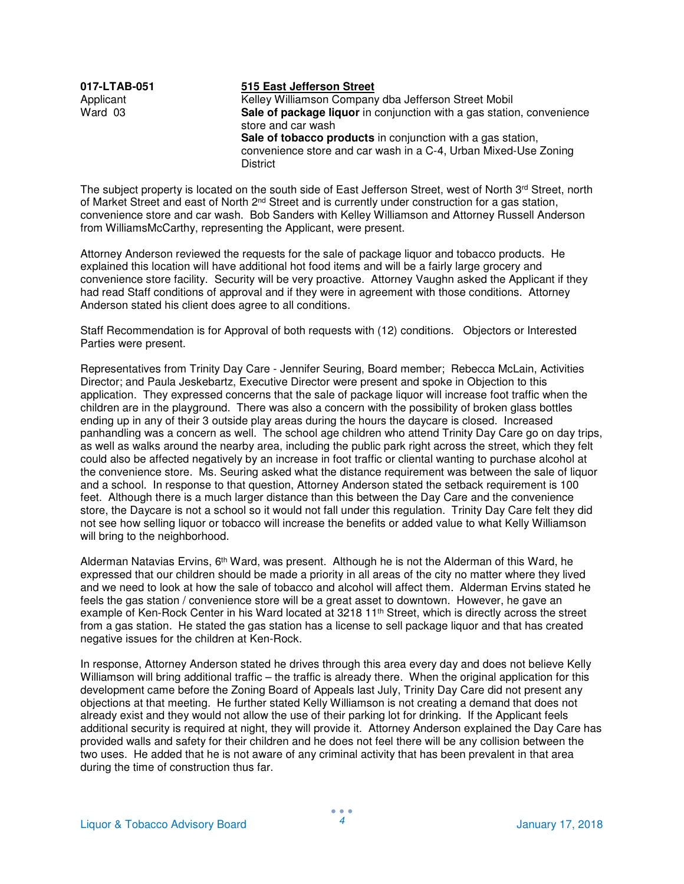**017-LTAB-051**
Applicant
Ward 03

**515 East Jefferson Street**
Kelley Williamson Company dba Jefferson Street Mobil
**Sale of package liquor** in conjunction with a gas station, convenience store and car wash
**Sale of tobacco products** in conjunction with a gas station, convenience store and car wash in a C-4, Urban Mixed-Use Zoning District

The subject property is located on the south side of East Jefferson Street, west of North 3rd Street, north of Market Street and east of North 2nd Street and is currently under construction for a gas station, convenience store and car wash. Bob Sanders with Kelley Williamson and Attorney Russell Anderson from WilliamsMcCarthy, representing the Applicant, were present.

Attorney Anderson reviewed the requests for the sale of package liquor and tobacco products. He explained this location will have additional hot food items and will be a fairly large grocery and convenience store facility. Security will be very proactive. Attorney Vaughn asked the Applicant if they had read Staff conditions of approval and if they were in agreement with those conditions. Attorney Anderson stated his client does agree to all conditions.

Staff Recommendation is for Approval of both requests with (12) conditions. Objectors or Interested Parties were present.

Representatives from Trinity Day Care - Jennifer Seuring, Board member; Rebecca McLain, Activities Director; and Paula Jeskebartz, Executive Director were present and spoke in Objection to this application. They expressed concerns that the sale of package liquor will increase foot traffic when the children are in the playground. There was also a concern with the possibility of broken glass bottles ending up in any of their 3 outside play areas during the hours the daycare is closed. Increased panhandling was a concern as well. The school age children who attend Trinity Day Care go on day trips, as well as walks around the nearby area, including the public park right across the street, which they felt could also be affected negatively by an increase in foot traffic or cliental wanting to purchase alcohol at the convenience store. Ms. Seuring asked what the distance requirement was between the sale of liquor and a school. In response to that question, Attorney Anderson stated the setback requirement is 100 feet. Although there is a much larger distance than this between the Day Care and the convenience store, the Daycare is not a school so it would not fall under this regulation. Trinity Day Care felt they did not see how selling liquor or tobacco will increase the benefits or added value to what Kelly Williamson will bring to the neighborhood.

Alderman Natavias Ervins, 6th Ward, was present. Although he is not the Alderman of this Ward, he expressed that our children should be made a priority in all areas of the city no matter where they lived and we need to look at how the sale of tobacco and alcohol will affect them. Alderman Ervins stated he feels the gas station / convenience store will be a great asset to downtown. However, he gave an example of Ken-Rock Center in his Ward located at 3218 11th Street, which is directly across the street from a gas station. He stated the gas station has a license to sell package liquor and that has created negative issues for the children at Ken-Rock.

In response, Attorney Anderson stated he drives through this area every day and does not believe Kelly Williamson will bring additional traffic – the traffic is already there. When the original application for this development came before the Zoning Board of Appeals last July, Trinity Day Care did not present any objections at that meeting. He further stated Kelly Williamson is not creating a demand that does not already exist and they would not allow the use of their parking lot for drinking. If the Applicant feels additional security is required at night, they will provide it. Attorney Anderson explained the Day Care has provided walls and safety for their children and he does not feel there will be any collision between the two uses. He added that he is not aware of any criminal activity that has been prevalent in that area during the time of construction thus far.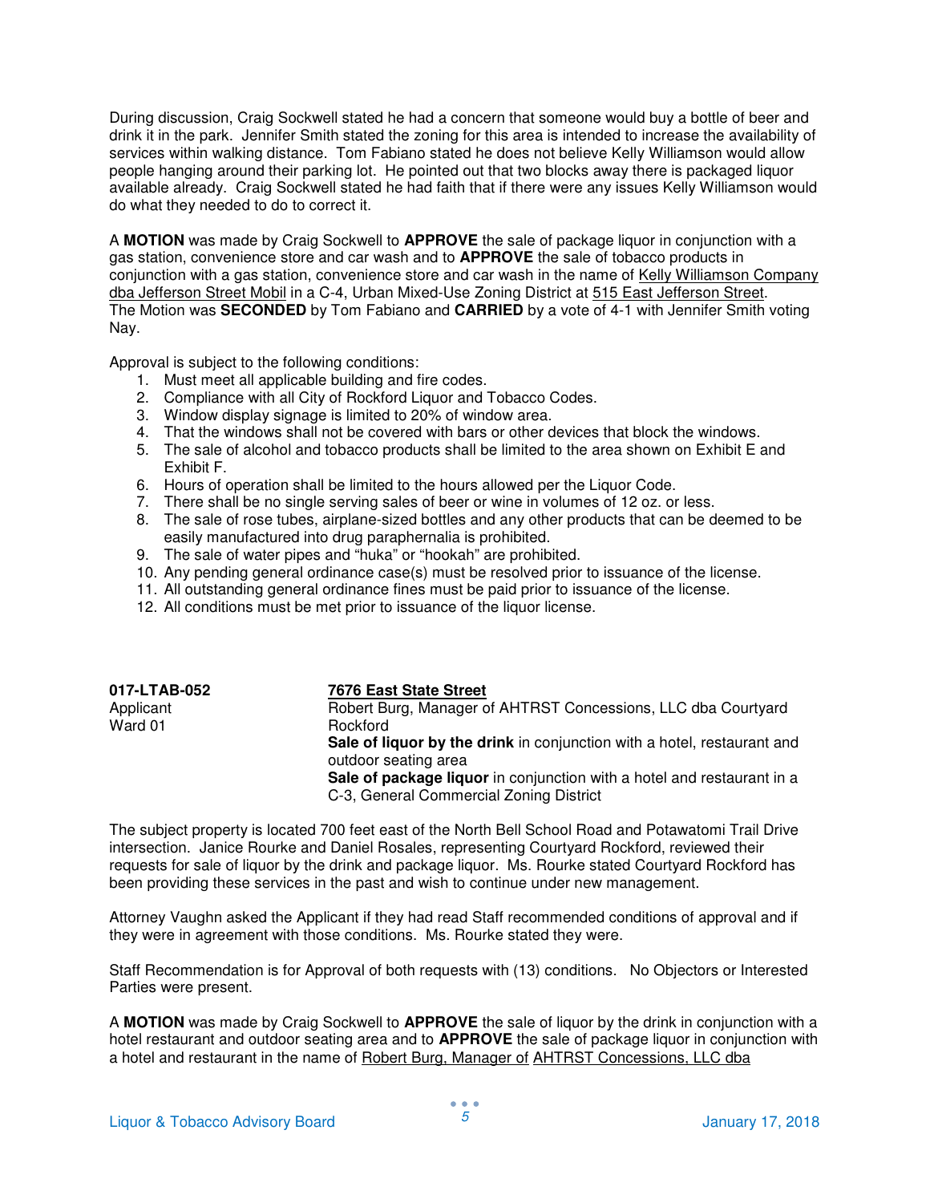During discussion, Craig Sockwell stated he had a concern that someone would buy a bottle of beer and drink it in the park. Jennifer Smith stated the zoning for this area is intended to increase the availability of services within walking distance. Tom Fabiano stated he does not believe Kelly Williamson would allow people hanging around their parking lot. He pointed out that two blocks away there is packaged liquor available already. Craig Sockwell stated he had faith that if there were any issues Kelly Williamson would do what they needed to do to correct it.

A **MOTION** was made by Craig Sockwell to **APPROVE** the sale of package liquor in conjunction with a gas station, convenience store and car wash and to **APPROVE** the sale of tobacco products in conjunction with a gas station, convenience store and car wash in the name of Kelly Williamson Company dba Jefferson Street Mobil in a C-4, Urban Mixed-Use Zoning District at 515 East Jefferson Street. The Motion was **SECONDED** by Tom Fabiano and **CARRIED** by a vote of 4-1 with Jennifer Smith voting Nay.

Approval is subject to the following conditions:

1. Must meet all applicable building and fire codes.
2. Compliance with all City of Rockford Liquor and Tobacco Codes.
3. Window display signage is limited to 20% of window area.
4. That the windows shall not be covered with bars or other devices that block the windows.
5. The sale of alcohol and tobacco products shall be limited to the area shown on Exhibit E and Exhibit F.
6. Hours of operation shall be limited to the hours allowed per the Liquor Code.
7. There shall be no single serving sales of beer or wine in volumes of 12 oz. or less.
8. The sale of rose tubes, airplane-sized bottles and any other products that can be deemed to be easily manufactured into drug paraphernalia is prohibited.
9. The sale of water pipes and "huka" or "hookah" are prohibited.
10. Any pending general ordinance case(s) must be resolved prior to issuance of the license.
11. All outstanding general ordinance fines must be paid prior to issuance of the license.
12. All conditions must be met prior to issuance of the liquor license.

**017-LTAB-052** **7676 East State Street**
Applicant Robert Burg, Manager of AHTRST Concessions, LLC dba Courtyard Rockford
Ward 01 **Sale of liquor by the drink** in conjunction with a hotel, restaurant and outdoor seating area
**Sale of package liquor** in conjunction with a hotel and restaurant in a C-3, General Commercial Zoning District

The subject property is located 700 feet east of the North Bell School Road and Potawatomi Trail Drive intersection. Janice Rourke and Daniel Rosales, representing Courtyard Rockford, reviewed their requests for sale of liquor by the drink and package liquor. Ms. Rourke stated Courtyard Rockford has been providing these services in the past and wish to continue under new management.

Attorney Vaughn asked the Applicant if they had read Staff recommended conditions of approval and if they were in agreement with those conditions. Ms. Rourke stated they were.

Staff Recommendation is for Approval of both requests with (13) conditions. No Objectors or Interested Parties were present.

A **MOTION** was made by Craig Sockwell to **APPROVE** the sale of liquor by the drink in conjunction with a hotel restaurant and outdoor seating area and to **APPROVE** the sale of package liquor in conjunction with a hotel and restaurant in the name of Robert Burg, Manager of AHTRST Concessions, LLC dba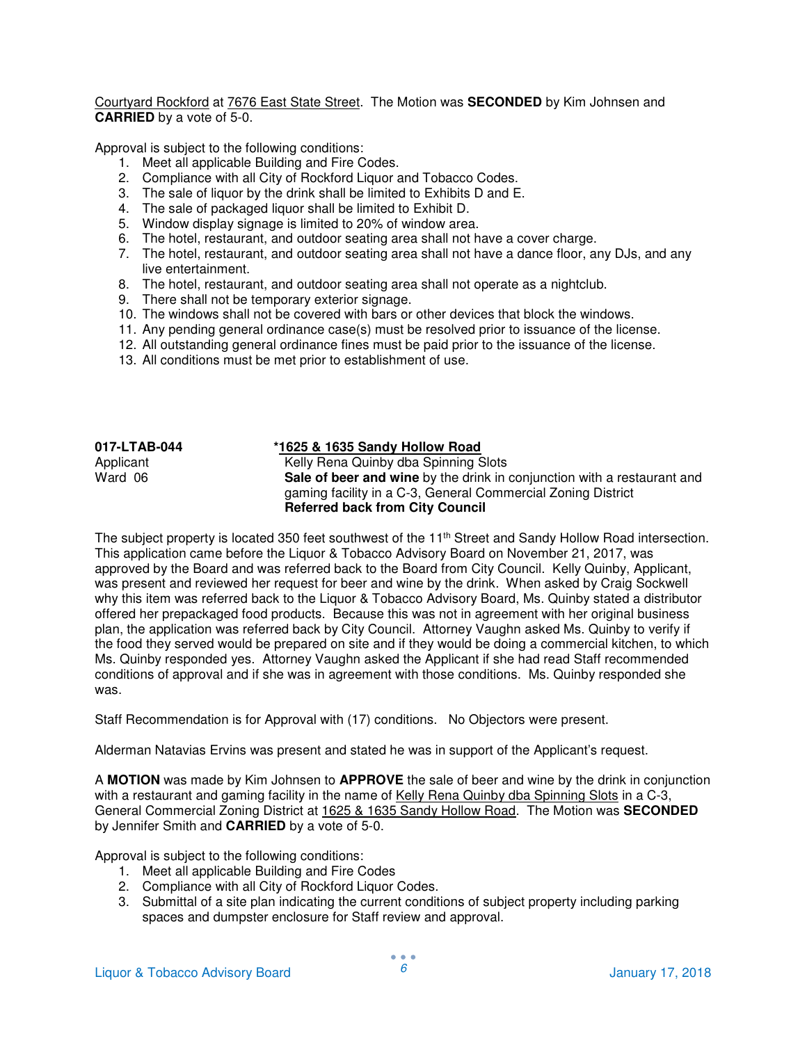Courtyard Rockford at 7676 East State Street. The Motion was **SECONDED** by Kim Johnsen and **CARRIED** by a vote of 5-0.

Approval is subject to the following conditions:

1. Meet all applicable Building and Fire Codes.
2. Compliance with all City of Rockford Liquor and Tobacco Codes.
3. The sale of liquor by the drink shall be limited to Exhibits D and E.
4. The sale of packaged liquor shall be limited to Exhibit D.
5. Window display signage is limited to 20% of window area.
6. The hotel, restaurant, and outdoor seating area shall not have a cover charge.
7. The hotel, restaurant, and outdoor seating area shall not have a dance floor, any DJs, and any live entertainment.
8. The hotel, restaurant, and outdoor seating area shall not operate as a nightclub.
9. There shall not be temporary exterior signage.
10. The windows shall not be covered with bars or other devices that block the windows.
11. Any pending general ordinance case(s) must be resolved prior to issuance of the license.
12. All outstanding general ordinance fines must be paid prior to the issuance of the license.
13. All conditions must be met prior to establishment of use.

**017-LTAB-044** — ***1625 & 1635 Sandy Hollow Road**

Applicant — Kelly Rena Quinby dba Spinning Slots

Ward 06 — **Sale of beer and wine** by the drink in conjunction with a restaurant and gaming facility in a C-3, General Commercial Zoning District

**Referred back from City Council**

The subject property is located 350 feet southwest of the 11th Street and Sandy Hollow Road intersection. This application came before the Liquor & Tobacco Advisory Board on November 21, 2017, was approved by the Board and was referred back to the Board from City Council. Kelly Quinby, Applicant, was present and reviewed her request for beer and wine by the drink. When asked by Craig Sockwell why this item was referred back to the Liquor & Tobacco Advisory Board, Ms. Quinby stated a distributor offered her prepackaged food products. Because this was not in agreement with her original business plan, the application was referred back by City Council. Attorney Vaughn asked Ms. Quinby to verify if the food they served would be prepared on site and if they would be doing a commercial kitchen, to which Ms. Quinby responded yes. Attorney Vaughn asked the Applicant if she had read Staff recommended conditions of approval and if she was in agreement with those conditions. Ms. Quinby responded she was.

Staff Recommendation is for Approval with (17) conditions. No Objectors were present.

Alderman Natavias Ervins was present and stated he was in support of the Applicant's request.

A **MOTION** was made by Kim Johnsen to **APPROVE** the sale of beer and wine by the drink in conjunction with a restaurant and gaming facility in the name of Kelly Rena Quinby dba Spinning Slots in a C-3, General Commercial Zoning District at 1625 & 1635 Sandy Hollow Road. The Motion was **SECONDED** by Jennifer Smith and **CARRIED** by a vote of 5-0.

Approval is subject to the following conditions:

1. Meet all applicable Building and Fire Codes
2. Compliance with all City of Rockford Liquor Codes.
3. Submittal of a site plan indicating the current conditions of subject property including parking spaces and dumpster enclosure for Staff review and approval.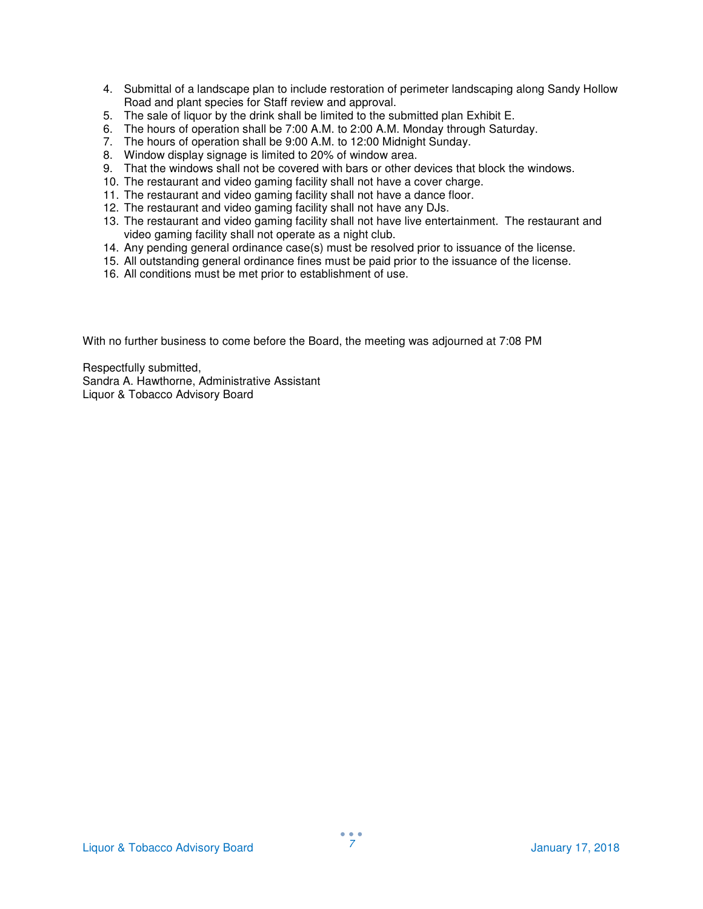4. Submittal of a landscape plan to include restoration of perimeter landscaping along Sandy Hollow Road and plant species for Staff review and approval.
5. The sale of liquor by the drink shall be limited to the submitted plan Exhibit E.
6. The hours of operation shall be 7:00 A.M. to 2:00 A.M. Monday through Saturday.
7. The hours of operation shall be 9:00 A.M. to 12:00 Midnight Sunday.
8. Window display signage is limited to 20% of window area.
9. That the windows shall not be covered with bars or other devices that block the windows.
10. The restaurant and video gaming facility shall not have a cover charge.
11. The restaurant and video gaming facility shall not have a dance floor.
12. The restaurant and video gaming facility shall not have any DJs.
13. The restaurant and video gaming facility shall not have live entertainment. The restaurant and video gaming facility shall not operate as a night club.
14. Any pending general ordinance case(s) must be resolved prior to issuance of the license.
15. All outstanding general ordinance fines must be paid prior to the issuance of the license.
16. All conditions must be met prior to establishment of use.

With no further business to come before the Board, the meeting was adjourned at 7:08 PM

Respectfully submitted,
Sandra A. Hawthorne, Administrative Assistant
Liquor & Tobacco Advisory Board